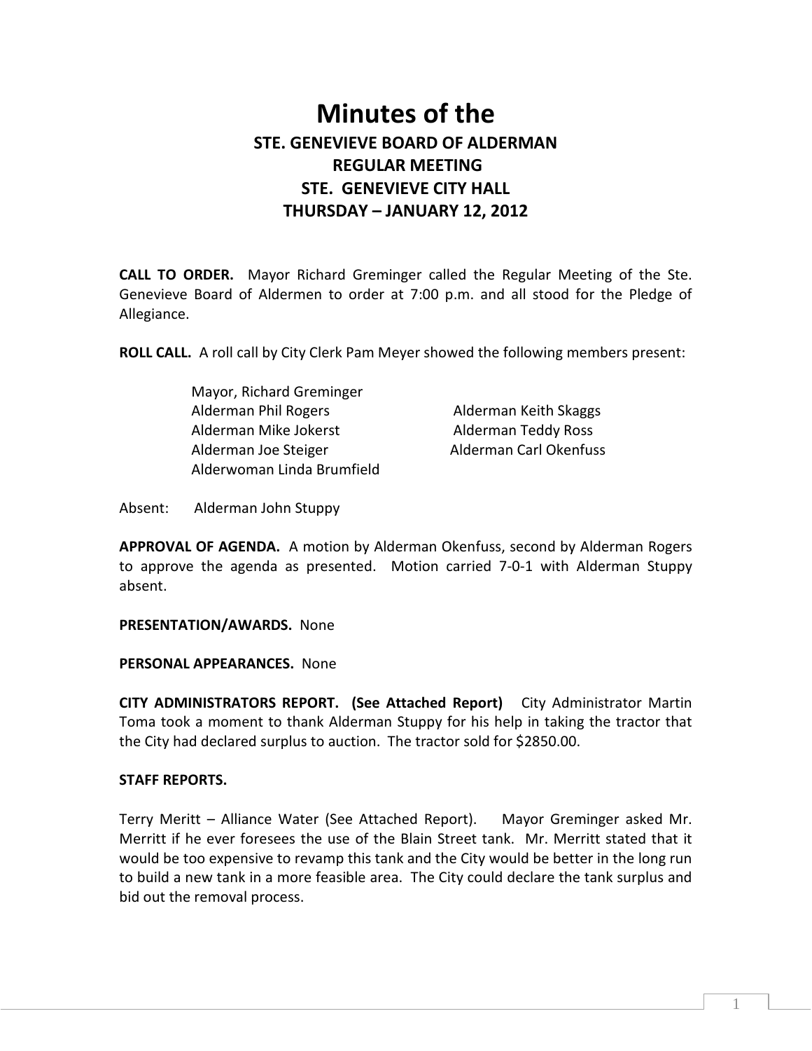# Minutes of the

## STE. GENEVIEVE BOARD OF ALDERMAN
## REGULAR MEETING
## STE. GENEVIEVE CITY HALL
## THURSDAY – JANUARY 12, 2012

**CALL TO ORDER.** Mayor Richard Greminger called the Regular Meeting of the Ste. Genevieve Board of Aldermen to order at 7:00 p.m. and all stood for the Pledge of Allegiance.

**ROLL CALL.** A roll call by City Clerk Pam Meyer showed the following members present:

Mayor, Richard Greminger
Alderman Phil Rogers
Alderman Mike Jokerst
Alderman Joe Steiger
Alderwoman Linda Brumfield
Alderman Keith Skaggs
Alderman Teddy Ross
Alderman Carl Okenfuss

Absent: Alderman John Stuppy

**APPROVAL OF AGENDA.** A motion by Alderman Okenfuss, second by Alderman Rogers to approve the agenda as presented. Motion carried 7-0-1 with Alderman Stuppy absent.

**PRESENTATION/AWARDS.** None

**PERSONAL APPEARANCES.** None

**CITY ADMINISTRATORS REPORT. (See Attached Report)** City Administrator Martin Toma took a moment to thank Alderman Stuppy for his help in taking the tractor that the City had declared surplus to auction. The tractor sold for $2850.00.

**STAFF REPORTS.**

Terry Meritt – Alliance Water (See Attached Report). Mayor Greminger asked Mr. Merritt if he ever foresees the use of the Blain Street tank. Mr. Merritt stated that it would be too expensive to revamp this tank and the City would be better in the long run to build a new tank in a more feasible area. The City could declare the tank surplus and bid out the removal process.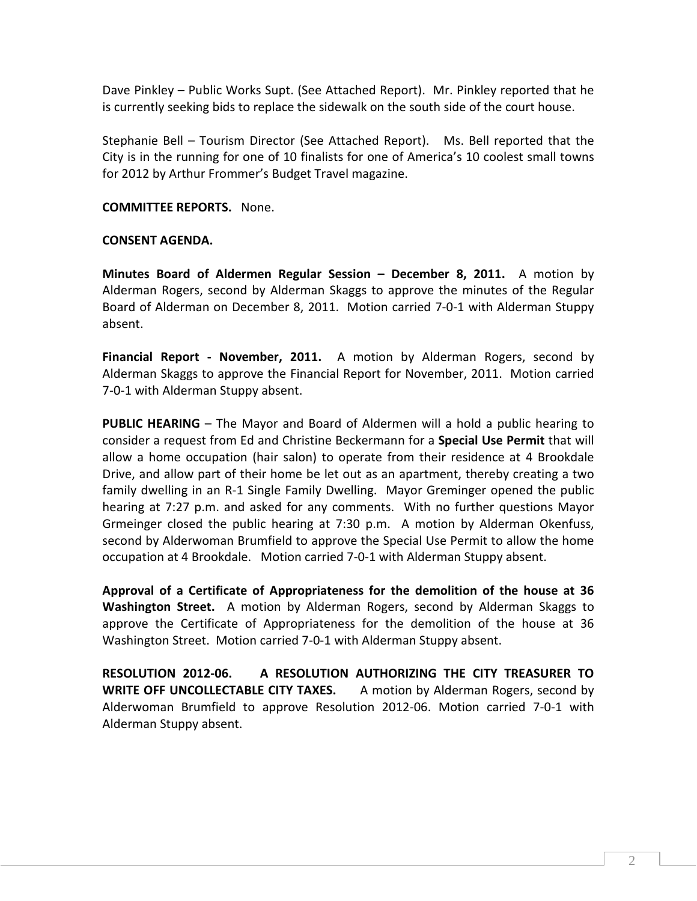Dave Pinkley – Public Works Supt. (See Attached Report). Mr. Pinkley reported that he is currently seeking bids to replace the sidewalk on the south side of the court house.

Stephanie Bell – Tourism Director (See Attached Report). Ms. Bell reported that the City is in the running for one of 10 finalists for one of America's 10 coolest small towns for 2012 by Arthur Frommer's Budget Travel magazine.

**COMMITTEE REPORTS.** None.

**CONSENT AGENDA.**

**Minutes Board of Aldermen Regular Session – December 8, 2011.** A motion by Alderman Rogers, second by Alderman Skaggs to approve the minutes of the Regular Board of Alderman on December 8, 2011. Motion carried 7-0-1 with Alderman Stuppy absent.

**Financial Report - November, 2011.** A motion by Alderman Rogers, second by Alderman Skaggs to approve the Financial Report for November, 2011. Motion carried 7-0-1 with Alderman Stuppy absent.

**PUBLIC HEARING** – The Mayor and Board of Aldermen will a hold a public hearing to consider a request from Ed and Christine Beckermann for a **Special Use Permit** that will allow a home occupation (hair salon) to operate from their residence at 4 Brookdale Drive, and allow part of their home be let out as an apartment, thereby creating a two family dwelling in an R-1 Single Family Dwelling. Mayor Greminger opened the public hearing at 7:27 p.m. and asked for any comments. With no further questions Mayor Grmeinger closed the public hearing at 7:30 p.m. A motion by Alderman Okenfuss, second by Alderwoman Brumfield to approve the Special Use Permit to allow the home occupation at 4 Brookdale. Motion carried 7-0-1 with Alderman Stuppy absent.

**Approval of a Certificate of Appropriateness for the demolition of the house at 36 Washington Street.** A motion by Alderman Rogers, second by Alderman Skaggs to approve the Certificate of Appropriateness for the demolition of the house at 36 Washington Street. Motion carried 7-0-1 with Alderman Stuppy absent.

**RESOLUTION 2012-06. A RESOLUTION AUTHORIZING THE CITY TREASURER TO WRITE OFF UNCOLLECTABLE CITY TAXES.** A motion by Alderman Rogers, second by Alderwoman Brumfield to approve Resolution 2012-06. Motion carried 7-0-1 with Alderman Stuppy absent.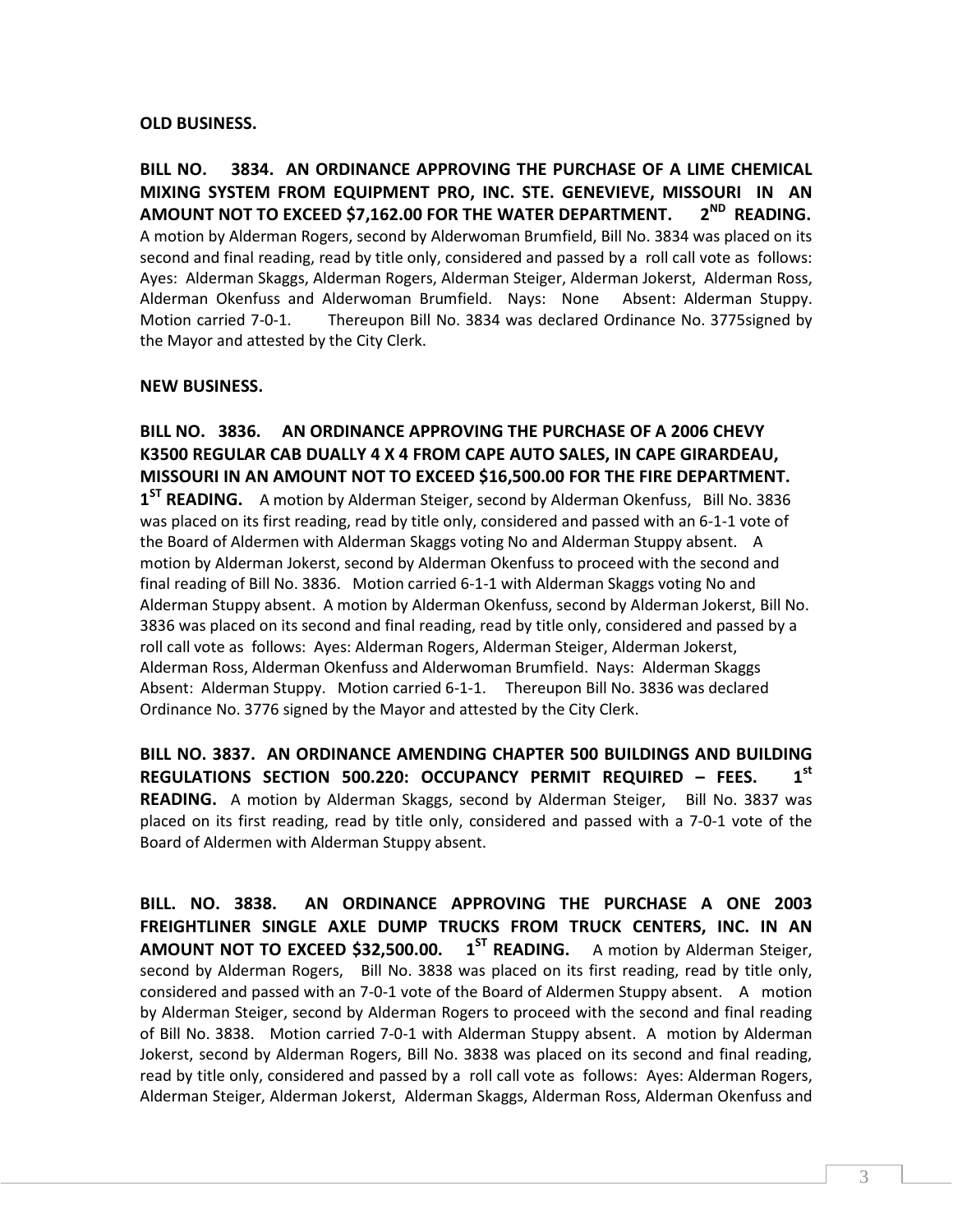**OLD BUSINESS.**

**BILL NO. 3834. AN ORDINANCE APPROVING THE PURCHASE OF A LIME CHEMICAL MIXING SYSTEM FROM EQUIPMENT PRO, INC. STE. GENEVIEVE, MISSOURI IN AN AMOUNT NOT TO EXCEED $7,162.00 FOR THE WATER DEPARTMENT. 2ND READING.** A motion by Alderman Rogers, second by Alderwoman Brumfield, Bill No. 3834 was placed on its second and final reading, read by title only, considered and passed by a roll call vote as follows: Ayes: Alderman Skaggs, Alderman Rogers, Alderman Steiger, Alderman Jokerst, Alderman Ross, Alderman Okenfuss and Alderwoman Brumfield. Nays: None Absent: Alderman Stuppy. Motion carried 7-0-1. Thereupon Bill No. 3834 was declared Ordinance No. 3775signed by the Mayor and attested by the City Clerk.

**NEW BUSINESS.**

**BILL NO. 3836. AN ORDINANCE APPROVING THE PURCHASE OF A 2006 CHEVY K3500 REGULAR CAB DUALLY 4 X 4 FROM CAPE AUTO SALES, IN CAPE GIRARDEAU, MISSOURI IN AN AMOUNT NOT TO EXCEED $16,500.00 FOR THE FIRE DEPARTMENT. 1ST READING.** A motion by Alderman Steiger, second by Alderman Okenfuss, Bill No. 3836 was placed on its first reading, read by title only, considered and passed with an 6-1-1 vote of the Board of Aldermen with Alderman Skaggs voting No and Alderman Stuppy absent. A motion by Alderman Jokerst, second by Alderman Okenfuss to proceed with the second and final reading of Bill No. 3836. Motion carried 6-1-1 with Alderman Skaggs voting No and Alderman Stuppy absent. A motion by Alderman Okenfuss, second by Alderman Jokerst, Bill No. 3836 was placed on its second and final reading, read by title only, considered and passed by a roll call vote as follows: Ayes: Alderman Rogers, Alderman Steiger, Alderman Jokerst, Alderman Ross, Alderman Okenfuss and Alderwoman Brumfield. Nays: Alderman Skaggs Absent: Alderman Stuppy. Motion carried 6-1-1. Thereupon Bill No. 3836 was declared Ordinance No. 3776 signed by the Mayor and attested by the City Clerk.

**BILL NO. 3837. AN ORDINANCE AMENDING CHAPTER 500 BUILDINGS AND BUILDING REGULATIONS SECTION 500.220: OCCUPANCY PERMIT REQUIRED – FEES. 1st READING.** A motion by Alderman Skaggs, second by Alderman Steiger, Bill No. 3837 was placed on its first reading, read by title only, considered and passed with a 7-0-1 vote of the Board of Aldermen with Alderman Stuppy absent.

**BILL. NO. 3838. AN ORDINANCE APPROVING THE PURCHASE A ONE 2003 FREIGHTLINER SINGLE AXLE DUMP TRUCKS FROM TRUCK CENTERS, INC. IN AN AMOUNT NOT TO EXCEED $32,500.00. 1ST READING.** A motion by Alderman Steiger, second by Alderman Rogers, Bill No. 3838 was placed on its first reading, read by title only, considered and passed with an 7-0-1 vote of the Board of Aldermen Stuppy absent. A motion by Alderman Steiger, second by Alderman Rogers to proceed with the second and final reading of Bill No. 3838. Motion carried 7-0-1 with Alderman Stuppy absent. A motion by Alderman Jokerst, second by Alderman Rogers, Bill No. 3838 was placed on its second and final reading, read by title only, considered and passed by a roll call vote as follows: Ayes: Alderman Rogers, Alderman Steiger, Alderman Jokerst, Alderman Skaggs, Alderman Ross, Alderman Okenfuss and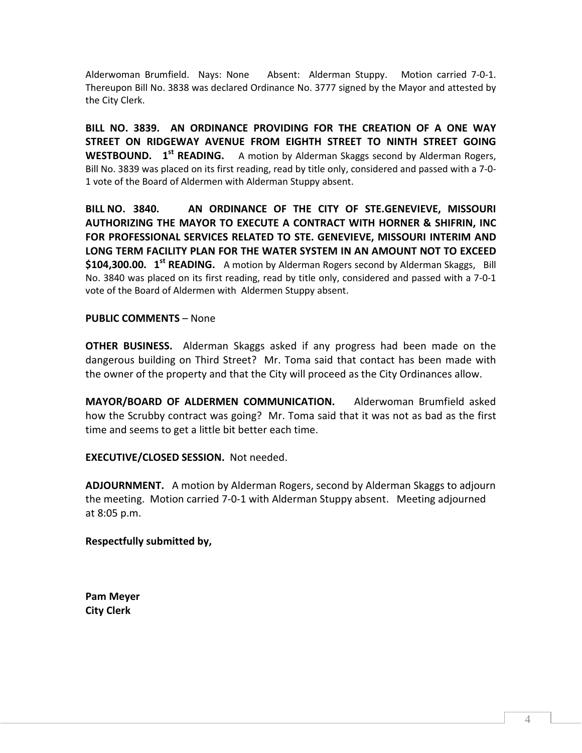Alderwoman Brumfield. Nays: None Absent: Alderman Stuppy. Motion carried 7-0-1. Thereupon Bill No. 3838 was declared Ordinance No. 3777 signed by the Mayor and attested by the City Clerk.

**BILL NO. 3839. AN ORDINANCE PROVIDING FOR THE CREATION OF A ONE WAY STREET ON RIDGEWAY AVENUE FROM EIGHTH STREET TO NINTH STREET GOING WESTBOUND. 1st READING.** A motion by Alderman Skaggs second by Alderman Rogers, Bill No. 3839 was placed on its first reading, read by title only, considered and passed with a 7-0-1 vote of the Board of Aldermen with Alderman Stuppy absent.

**BILL NO. 3840. AN ORDINANCE OF THE CITY OF STE.GENEVIEVE, MISSOURI AUTHORIZING THE MAYOR TO EXECUTE A CONTRACT WITH HORNER & SHIFRIN, INC FOR PROFESSIONAL SERVICES RELATED TO STE. GENEVIEVE, MISSOURI INTERIM AND LONG TERM FACILITY PLAN FOR THE WATER SYSTEM IN AN AMOUNT NOT TO EXCEED $104,300.00. 1st READING.** A motion by Alderman Rogers second by Alderman Skaggs, Bill No. 3840 was placed on its first reading, read by title only, considered and passed with a 7-0-1 vote of the Board of Aldermen with Aldermen Stuppy absent.

**PUBLIC COMMENTS** – None

**OTHER BUSINESS.** Alderman Skaggs asked if any progress had been made on the dangerous building on Third Street? Mr. Toma said that contact has been made with the owner of the property and that the City will proceed as the City Ordinances allow.

**MAYOR/BOARD OF ALDERMEN COMMUNICATION.** Alderwoman Brumfield asked how the Scrubby contract was going? Mr. Toma said that it was not as bad as the first time and seems to get a little bit better each time.

**EXECUTIVE/CLOSED SESSION.** Not needed.

**ADJOURNMENT.** A motion by Alderman Rogers, second by Alderman Skaggs to adjourn the meeting. Motion carried 7-0-1 with Alderman Stuppy absent. Meeting adjourned at 8:05 p.m.

**Respectfully submitted by,**

**Pam Meyer**
**City Clerk**